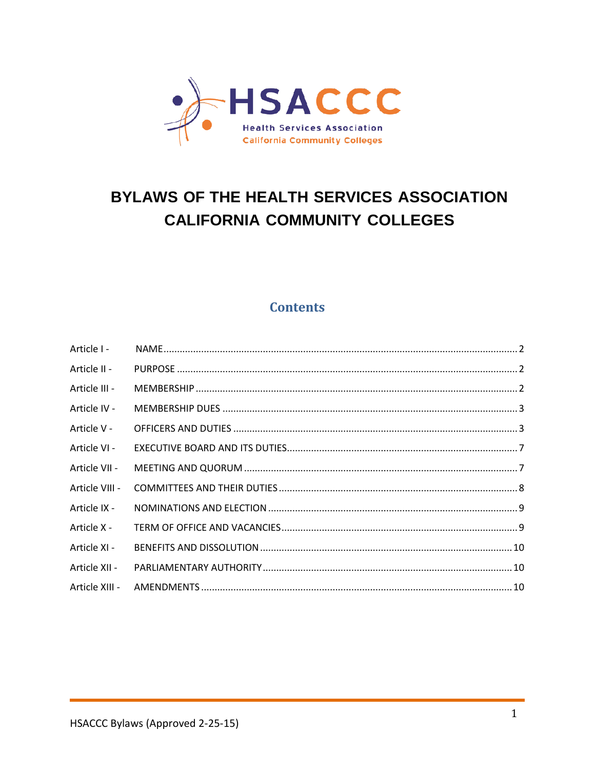HSACCC

Health Services Association

California Community Colleges

# BYLAWS OF THE HEALTH SERVICES ASSOCIATION CALIFORNIA COMMUNITY COLLEGES

## Contents

| | | |
|---|---|---|
| Article I - | NAME | 2 |
| Article II - | PURPOSE | 2 |
| Article III - | MEMBERSHIP | 2 |
| Article IV - | MEMBERSHIP DUES | 3 |
| Article V - | OFFICERS AND DUTIES | 3 |
| Article VI - | EXECUTIVE BOARD AND ITS DUTIES | 7 |
| Article VII - | MEETING AND QUORUM | 7 |
| Article VIII - | COMMITTEES AND THEIR DUTIES | 8 |
| Article IX - | NOMINATIONS AND ELECTION | 9 |
| Article X - | TERM OF OFFICE AND VACANCIES | 9 |
| Article XI - | BENEFITS AND DISSOLUTION | 10 |
| Article XII - | PARLIAMENTARY AUTHORITY | 10 |
| Article XIII - | AMENDMENTS | 10 |

HSACCC Bylaws (Approved 2-25-15)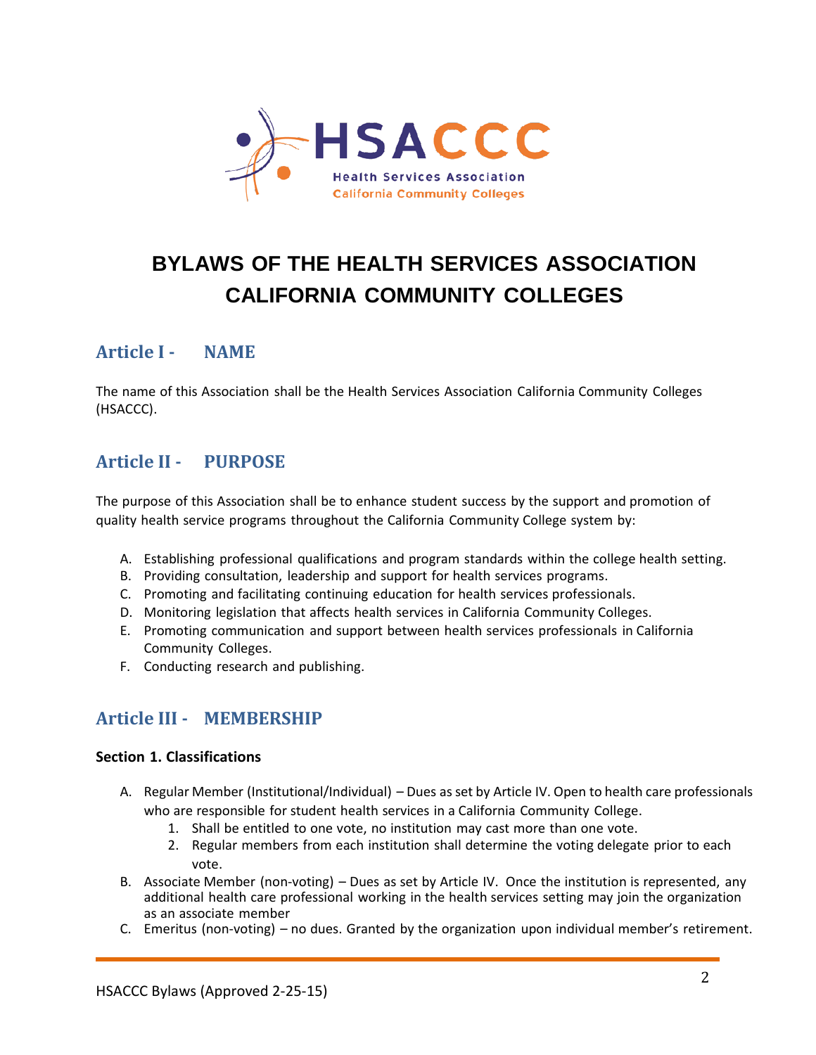# BYLAWS OF THE HEALTH SERVICES ASSOCIATION CALIFORNIA COMMUNITY COLLEGES

## Article I - NAME

The name of this Association shall be the Health Services Association California Community Colleges (HSACCC).

## Article II - PURPOSE

The purpose of this Association shall be to enhance student success by the support and promotion of quality health service programs throughout the California Community College system by:

A. Establishing professional qualifications and program standards within the college health setting.
B. Providing consultation, leadership and support for health services programs.
C. Promoting and facilitating continuing education for health services professionals.
D. Monitoring legislation that affects health services in California Community Colleges.
E. Promoting communication and support between health services professionals in California Community Colleges.
F. Conducting research and publishing.

## Article III - MEMBERSHIP

### Section 1. Classifications

A. Regular Member (Institutional/Individual) – Dues as set by Article IV. Open to health care professionals who are responsible for student health services in a California Community College.
   1. Shall be entitled to one vote, no institution may cast more than one vote.
   2. Regular members from each institution shall determine the voting delegate prior to each vote.
B. Associate Member (non-voting) – Dues as set by Article IV. Once the institution is represented, any additional health care professional working in the health services setting may join the organization as an associate member
C. Emeritus (non-voting) – no dues. Granted by the organization upon individual member's retirement.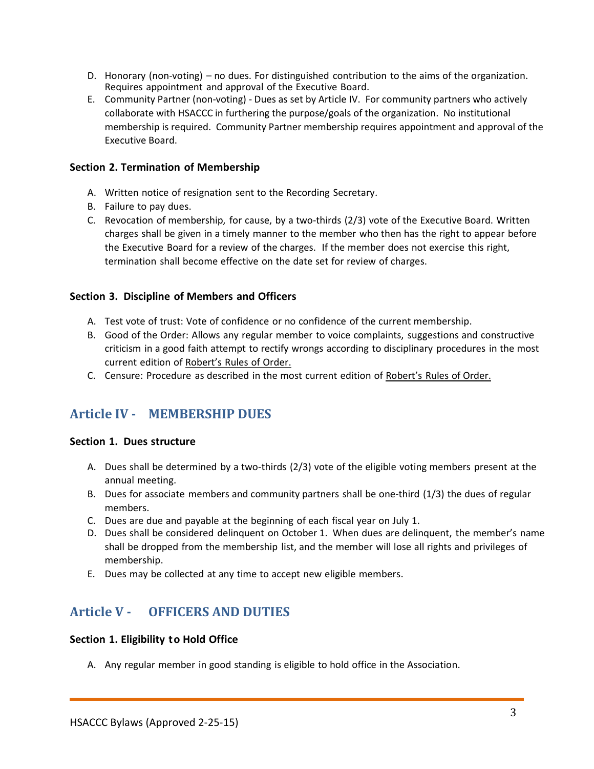D. Honorary (non-voting) – no dues. For distinguished contribution to the aims of the organization. Requires appointment and approval of the Executive Board.
E. Community Partner (non-voting) - Dues as set by Article IV. For community partners who actively collaborate with HSACCC in furthering the purpose/goals of the organization. No institutional membership is required. Community Partner membership requires appointment and approval of the Executive Board.

### Section 2. Termination of Membership

A. Written notice of resignation sent to the Recording Secretary.
B. Failure to pay dues.
C. Revocation of membership, for cause, by a two-thirds (2/3) vote of the Executive Board. Written charges shall be given in a timely manner to the member who then has the right to appear before the Executive Board for a review of the charges. If the member does not exercise this right, termination shall become effective on the date set for review of charges.

### Section 3. Discipline of Members and Officers

A. Test vote of trust: Vote of confidence or no confidence of the current membership.
B. Good of the Order: Allows any regular member to voice complaints, suggestions and constructive criticism in a good faith attempt to rectify wrongs according to disciplinary procedures in the most current edition of Robert's Rules of Order.
C. Censure: Procedure as described in the most current edition of Robert's Rules of Order.

## Article IV - MEMBERSHIP DUES

### Section 1. Dues structure

A. Dues shall be determined by a two-thirds (2/3) vote of the eligible voting members present at the annual meeting.
B. Dues for associate members and community partners shall be one-third (1/3) the dues of regular members.
C. Dues are due and payable at the beginning of each fiscal year on July 1.
D. Dues shall be considered delinquent on October 1. When dues are delinquent, the member's name shall be dropped from the membership list, and the member will lose all rights and privileges of membership.
E. Dues may be collected at any time to accept new eligible members.

## Article V - OFFICERS AND DUTIES

### Section 1. Eligibility to Hold Office

A. Any regular member in good standing is eligible to hold office in the Association.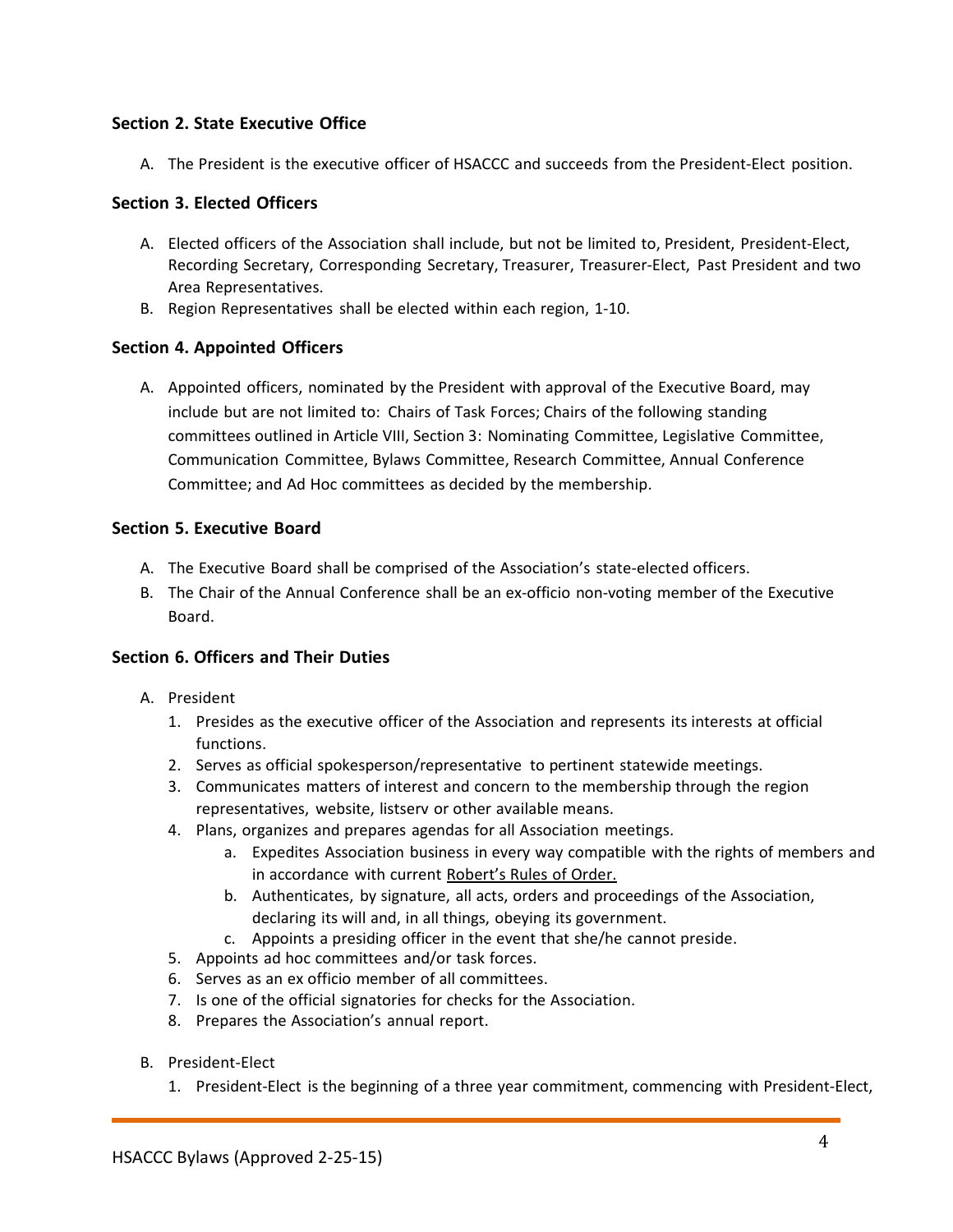### Section 2. State Executive Office

A. The President is the executive officer of HSACCC and succeeds from the President-Elect position.

### Section 3. Elected Officers

A. Elected officers of the Association shall include, but not be limited to, President, President-Elect, Recording Secretary, Corresponding Secretary, Treasurer, Treasurer-Elect, Past President and two Area Representatives.
B. Region Representatives shall be elected within each region, 1-10.

### Section 4. Appointed Officers

A. Appointed officers, nominated by the President with approval of the Executive Board, may include but are not limited to: Chairs of Task Forces; Chairs of the following standing committees outlined in Article VIII, Section 3: Nominating Committee, Legislative Committee, Communication Committee, Bylaws Committee, Research Committee, Annual Conference Committee; and Ad Hoc committees as decided by the membership.

### Section 5. Executive Board

A. The Executive Board shall be comprised of the Association's state-elected officers.
B. The Chair of the Annual Conference shall be an ex-officio non-voting member of the Executive Board.

### Section 6. Officers and Their Duties

A. President
   1. Presides as the executive officer of the Association and represents its interests at official functions.
   2. Serves as official spokesperson/representative to pertinent statewide meetings.
   3. Communicates matters of interest and concern to the membership through the region representatives, website, listserv or other available means.
   4. Plans, organizes and prepares agendas for all Association meetings.
      a. Expedites Association business in every way compatible with the rights of members and in accordance with current Robert's Rules of Order.
      b. Authenticates, by signature, all acts, orders and proceedings of the Association, declaring its will and, in all things, obeying its government.
      c. Appoints a presiding officer in the event that she/he cannot preside.
   5. Appoints ad hoc committees and/or task forces.
   6. Serves as an ex officio member of all committees.
   7. Is one of the official signatories for checks for the Association.
   8. Prepares the Association's annual report.

B. President-Elect
   1. President-Elect is the beginning of a three year commitment, commencing with President-Elect,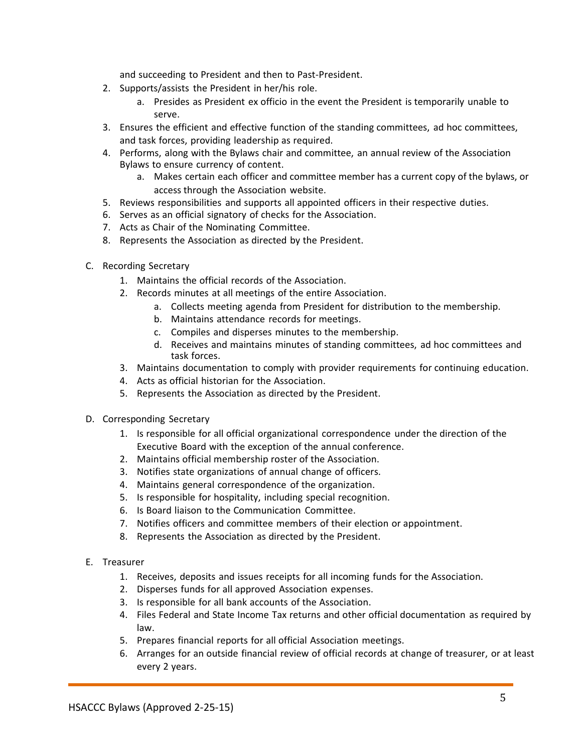and succeeding to President and then to Past-President.

2. Supports/assists the President in her/his role.
    a. Presides as President ex officio in the event the President is temporarily unable to serve.
3. Ensures the efficient and effective function of the standing committees, ad hoc committees, and task forces, providing leadership as required.
4. Performs, along with the Bylaws chair and committee, an annual review of the Association Bylaws to ensure currency of content.
    a. Makes certain each officer and committee member has a current copy of the bylaws, or access through the Association website.
5. Reviews responsibilities and supports all appointed officers in their respective duties.
6. Serves as an official signatory of checks for the Association.
7. Acts as Chair of the Nominating Committee.
8. Represents the Association as directed by the President.

C. Recording Secretary
1. Maintains the official records of the Association.
2. Records minutes at all meetings of the entire Association.
    a. Collects meeting agenda from President for distribution to the membership.
    b. Maintains attendance records for meetings.
    c. Compiles and disperses minutes to the membership.
    d. Receives and maintains minutes of standing committees, ad hoc committees and task forces.
3. Maintains documentation to comply with provider requirements for continuing education.
4. Acts as official historian for the Association.
5. Represents the Association as directed by the President.

D. Corresponding Secretary
1. Is responsible for all official organizational correspondence under the direction of the Executive Board with the exception of the annual conference.
2. Maintains official membership roster of the Association.
3. Notifies state organizations of annual change of officers.
4. Maintains general correspondence of the organization.
5. Is responsible for hospitality, including special recognition.
6. Is Board liaison to the Communication Committee.
7. Notifies officers and committee members of their election or appointment.
8. Represents the Association as directed by the President.

E. Treasurer
1. Receives, deposits and issues receipts for all incoming funds for the Association.
2. Disperses funds for all approved Association expenses.
3. Is responsible for all bank accounts of the Association.
4. Files Federal and State Income Tax returns and other official documentation as required by law.
5. Prepares financial reports for all official Association meetings.
6. Arranges for an outside financial review of official records at change of treasurer, or at least every 2 years.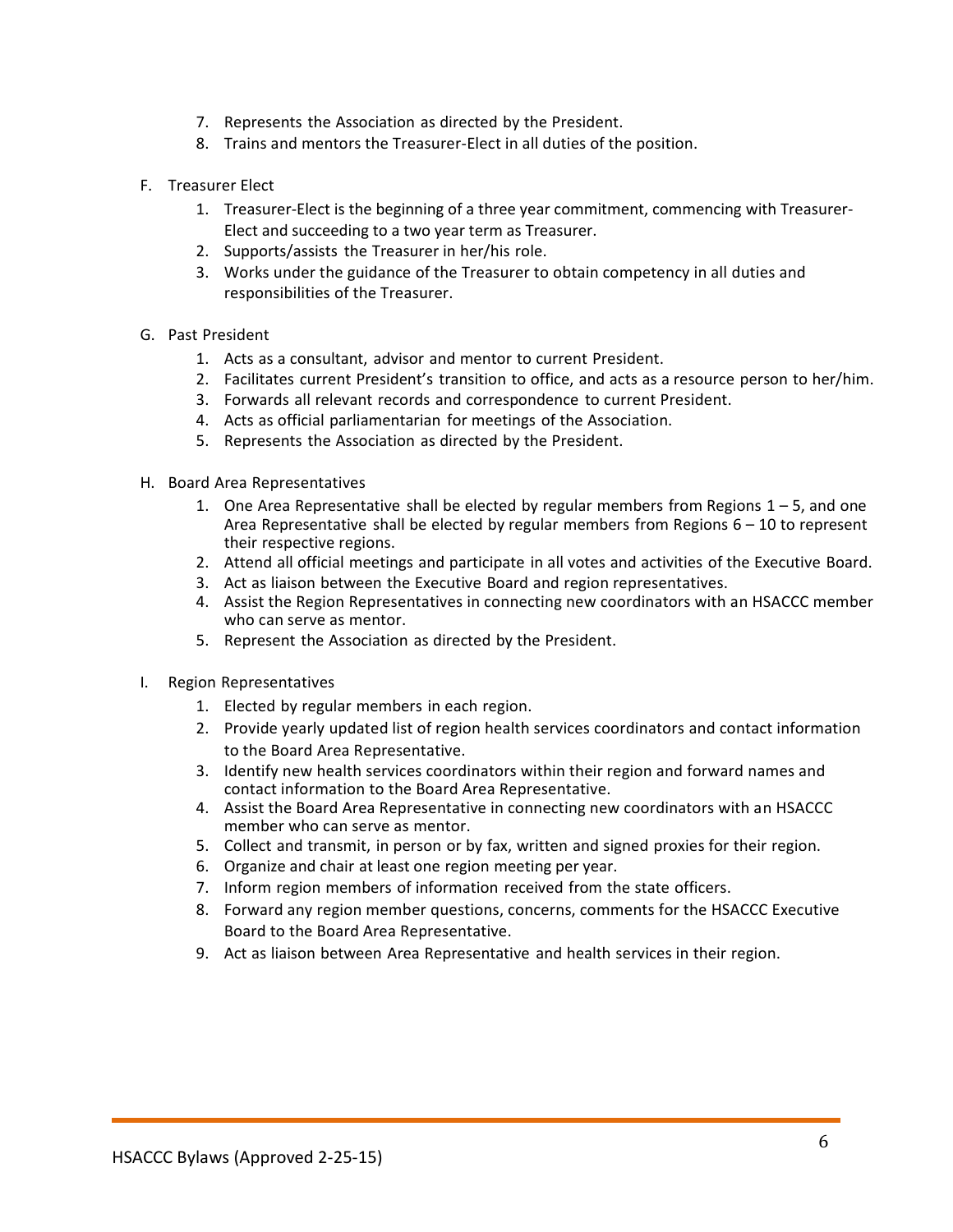7. Represents the Association as directed by the President.
8. Trains and mentors the Treasurer-Elect in all duties of the position.

F. Treasurer Elect

1. Treasurer-Elect is the beginning of a three year commitment, commencing with Treasurer-Elect and succeeding to a two year term as Treasurer.
2. Supports/assists the Treasurer in her/his role.
3. Works under the guidance of the Treasurer to obtain competency in all duties and responsibilities of the Treasurer.

G. Past President

1. Acts as a consultant, advisor and mentor to current President.
2. Facilitates current President's transition to office, and acts as a resource person to her/him.
3. Forwards all relevant records and correspondence to current President.
4. Acts as official parliamentarian for meetings of the Association.
5. Represents the Association as directed by the President.

H. Board Area Representatives

1. One Area Representative shall be elected by regular members from Regions 1 – 5, and one Area Representative shall be elected by regular members from Regions 6 – 10 to represent their respective regions.
2. Attend all official meetings and participate in all votes and activities of the Executive Board.
3. Act as liaison between the Executive Board and region representatives.
4. Assist the Region Representatives in connecting new coordinators with an HSACCC member who can serve as mentor.
5. Represent the Association as directed by the President.

I. Region Representatives

1. Elected by regular members in each region.
2. Provide yearly updated list of region health services coordinators and contact information to the Board Area Representative.
3. Identify new health services coordinators within their region and forward names and contact information to the Board Area Representative.
4. Assist the Board Area Representative in connecting new coordinators with an HSACCC member who can serve as mentor.
5. Collect and transmit, in person or by fax, written and signed proxies for their region.
6. Organize and chair at least one region meeting per year.
7. Inform region members of information received from the state officers.
8. Forward any region member questions, concerns, comments for the HSACCC Executive Board to the Board Area Representative.
9. Act as liaison between Area Representative and health services in their region.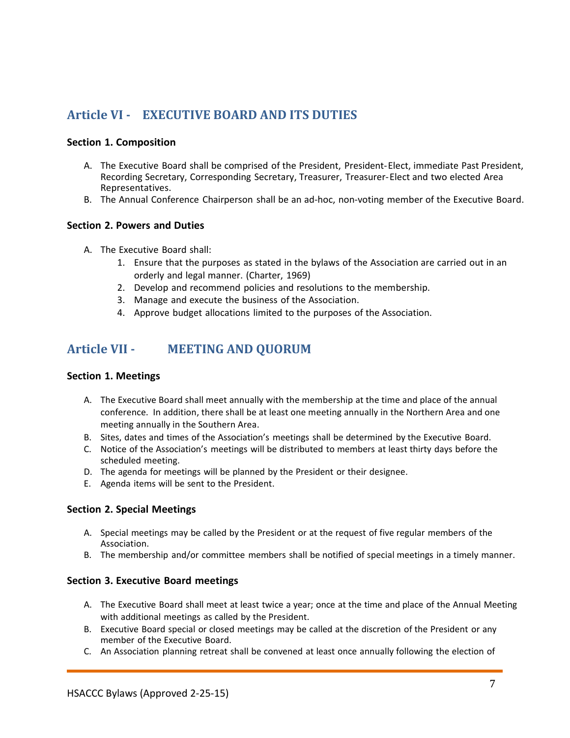## Article VI - EXECUTIVE BOARD AND ITS DUTIES

### Section 1. Composition

A. The Executive Board shall be comprised of the President, President-Elect, immediate Past President, Recording Secretary, Corresponding Secretary, Treasurer, Treasurer-Elect and two elected Area Representatives.
B. The Annual Conference Chairperson shall be an ad-hoc, non-voting member of the Executive Board.

### Section 2. Powers and Duties

A. The Executive Board shall:
   1. Ensure that the purposes as stated in the bylaws of the Association are carried out in an orderly and legal manner. (Charter, 1969)
   2. Develop and recommend policies and resolutions to the membership.
   3. Manage and execute the business of the Association.
   4. Approve budget allocations limited to the purposes of the Association.

## Article VII - MEETING AND QUORUM

### Section 1. Meetings

A. The Executive Board shall meet annually with the membership at the time and place of the annual conference. In addition, there shall be at least one meeting annually in the Northern Area and one meeting annually in the Southern Area.
B. Sites, dates and times of the Association's meetings shall be determined by the Executive Board.
C. Notice of the Association's meetings will be distributed to members at least thirty days before the scheduled meeting.
D. The agenda for meetings will be planned by the President or their designee.
E. Agenda items will be sent to the President.

### Section 2. Special Meetings

A. Special meetings may be called by the President or at the request of five regular members of the Association.
B. The membership and/or committee members shall be notified of special meetings in a timely manner.

### Section 3. Executive Board meetings

A. The Executive Board shall meet at least twice a year; once at the time and place of the Annual Meeting with additional meetings as called by the President.
B. Executive Board special or closed meetings may be called at the discretion of the President or any member of the Executive Board.
C. An Association planning retreat shall be convened at least once annually following the election of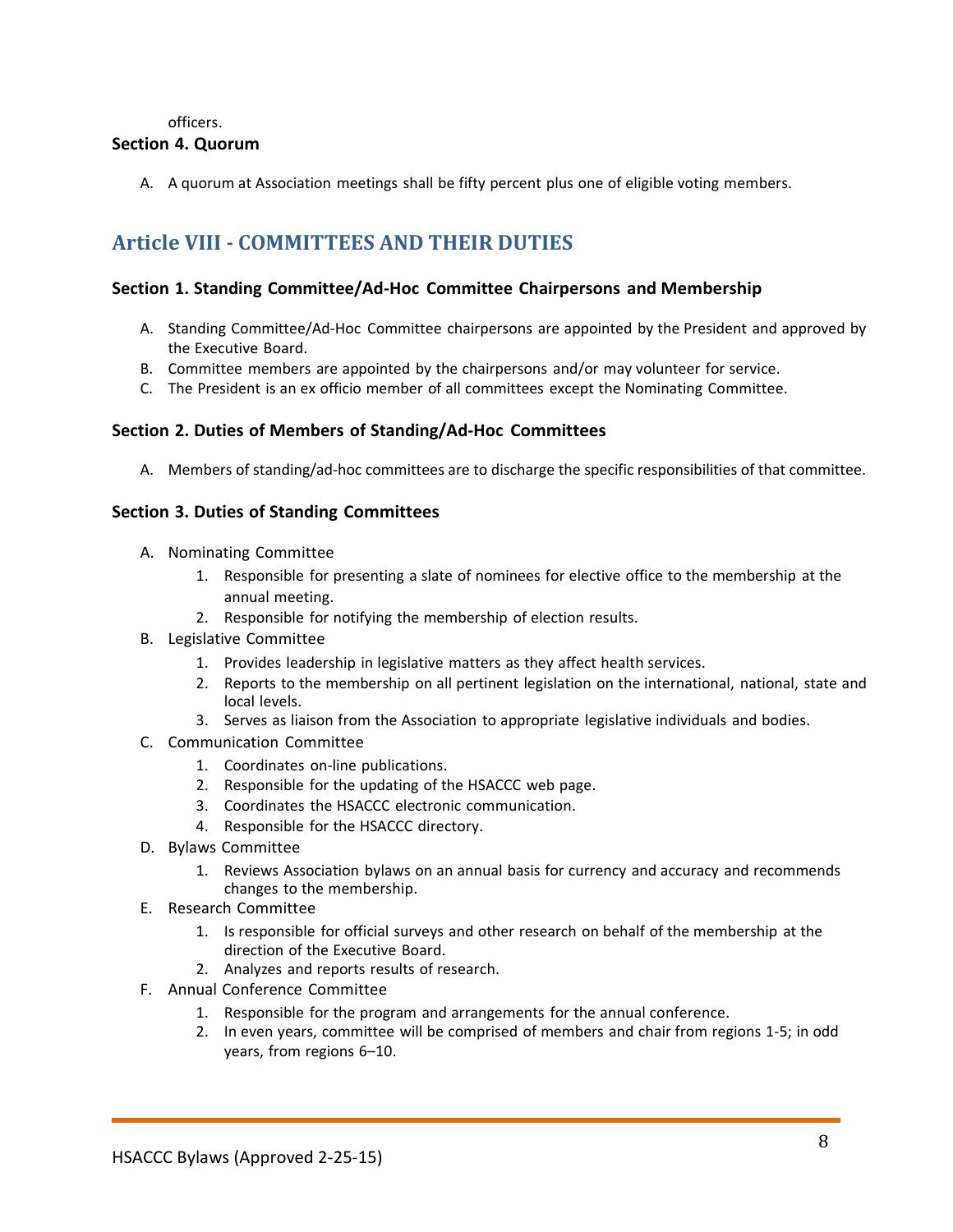officers.

### Section 4. Quorum

A. A quorum at Association meetings shall be fifty percent plus one of eligible voting members.

## Article VIII - COMMITTEES AND THEIR DUTIES

### Section 1. Standing Committee/Ad-Hoc Committee Chairpersons and Membership

A. Standing Committee/Ad-Hoc Committee chairpersons are appointed by the President and approved by the Executive Board.
B. Committee members are appointed by the chairpersons and/or may volunteer for service.
C. The President is an ex officio member of all committees except the Nominating Committee.

### Section 2. Duties of Members of Standing/Ad-Hoc Committees

A. Members of standing/ad-hoc committees are to discharge the specific responsibilities of that committee.

### Section 3. Duties of Standing Committees

A. Nominating Committee
    1. Responsible for presenting a slate of nominees for elective office to the membership at the annual meeting.
    2. Responsible for notifying the membership of election results.
B. Legislative Committee
    1. Provides leadership in legislative matters as they affect health services.
    2. Reports to the membership on all pertinent legislation on the international, national, state and local levels.
    3. Serves as liaison from the Association to appropriate legislative individuals and bodies.
C. Communication Committee
    1. Coordinates on-line publications.
    2. Responsible for the updating of the HSACCC web page.
    3. Coordinates the HSACCC electronic communication.
    4. Responsible for the HSACCC directory.
D. Bylaws Committee
    1. Reviews Association bylaws on an annual basis for currency and accuracy and recommends changes to the membership.
E. Research Committee
    1. Is responsible for official surveys and other research on behalf of the membership at the direction of the Executive Board.
    2. Analyzes and reports results of research.
F. Annual Conference Committee
    1. Responsible for the program and arrangements for the annual conference.
    2. In even years, committee will be comprised of members and chair from regions 1-5; in odd years, from regions 6–10.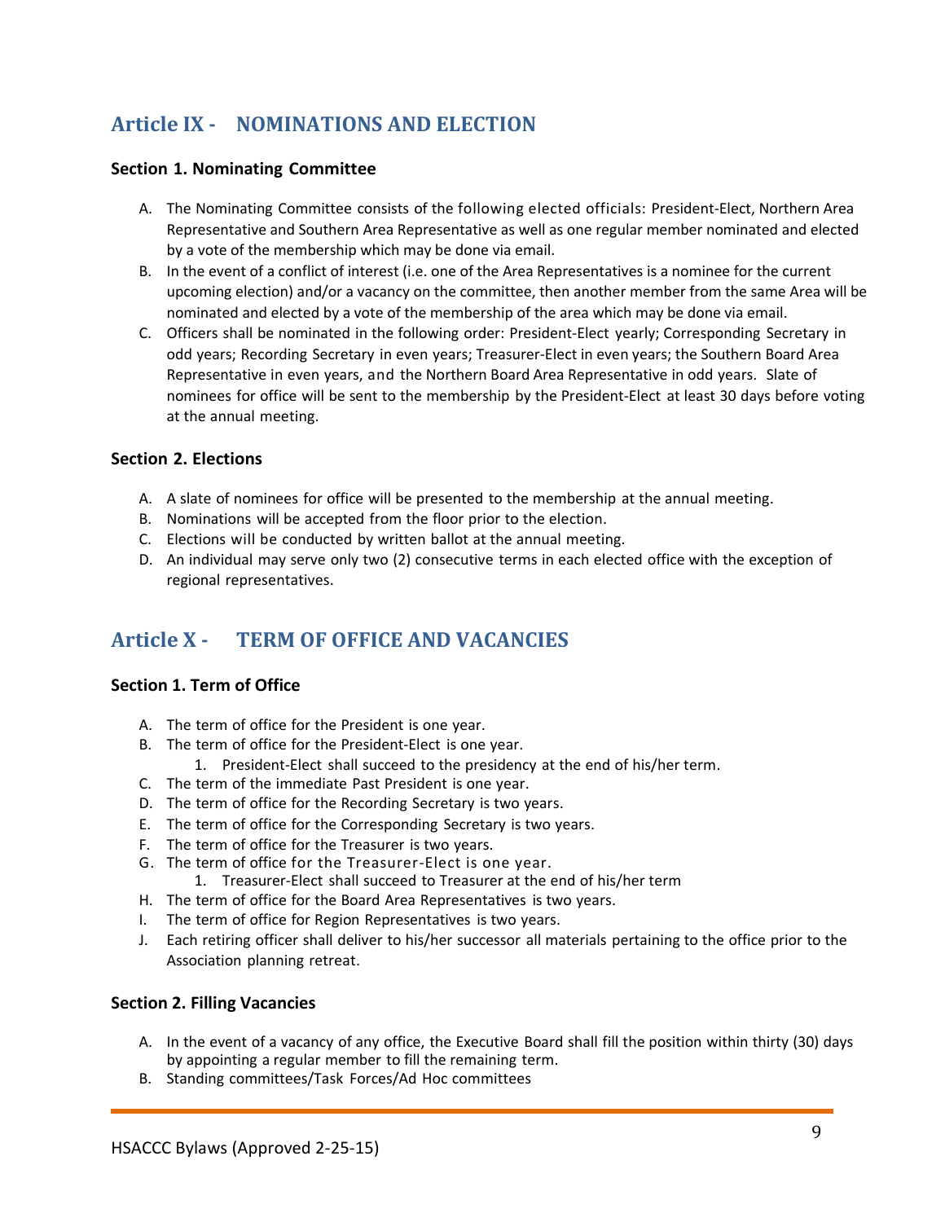## Article IX - NOMINATIONS AND ELECTION

### Section 1. Nominating Committee

A. The Nominating Committee consists of the following elected officials: President-Elect, Northern Area Representative and Southern Area Representative as well as one regular member nominated and elected by a vote of the membership which may be done via email.

B. In the event of a conflict of interest (i.e. one of the Area Representatives is a nominee for the current upcoming election) and/or a vacancy on the committee, then another member from the same Area will be nominated and elected by a vote of the membership of the area which may be done via email.

C. Officers shall be nominated in the following order: President-Elect yearly; Corresponding Secretary in odd years; Recording Secretary in even years; Treasurer-Elect in even years; the Southern Board Area Representative in even years, and the Northern Board Area Representative in odd years. Slate of nominees for office will be sent to the membership by the President-Elect at least 30 days before voting at the annual meeting.

### Section 2. Elections

A. A slate of nominees for office will be presented to the membership at the annual meeting.

B. Nominations will be accepted from the floor prior to the election.

C. Elections will be conducted by written ballot at the annual meeting.

D. An individual may serve only two (2) consecutive terms in each elected office with the exception of regional representatives.

## Article X - TERM OF OFFICE AND VACANCIES

### Section 1. Term of Office

A. The term of office for the President is one year.

B. The term of office for the President-Elect is one year.
   1. President-Elect shall succeed to the presidency at the end of his/her term.

C. The term of the immediate Past President is one year.

D. The term of office for the Recording Secretary is two years.

E. The term of office for the Corresponding Secretary is two years.

F. The term of office for the Treasurer is two years.

G. The term of office for the Treasurer-Elect is one year.
   1. Treasurer-Elect shall succeed to Treasurer at the end of his/her term

H. The term of office for the Board Area Representatives is two years.

I. The term of office for Region Representatives is two years.

J. Each retiring officer shall deliver to his/her successor all materials pertaining to the office prior to the Association planning retreat.

### Section 2. Filling Vacancies

A. In the event of a vacancy of any office, the Executive Board shall fill the position within thirty (30) days by appointing a regular member to fill the remaining term.

B. Standing committees/Task Forces/Ad Hoc committees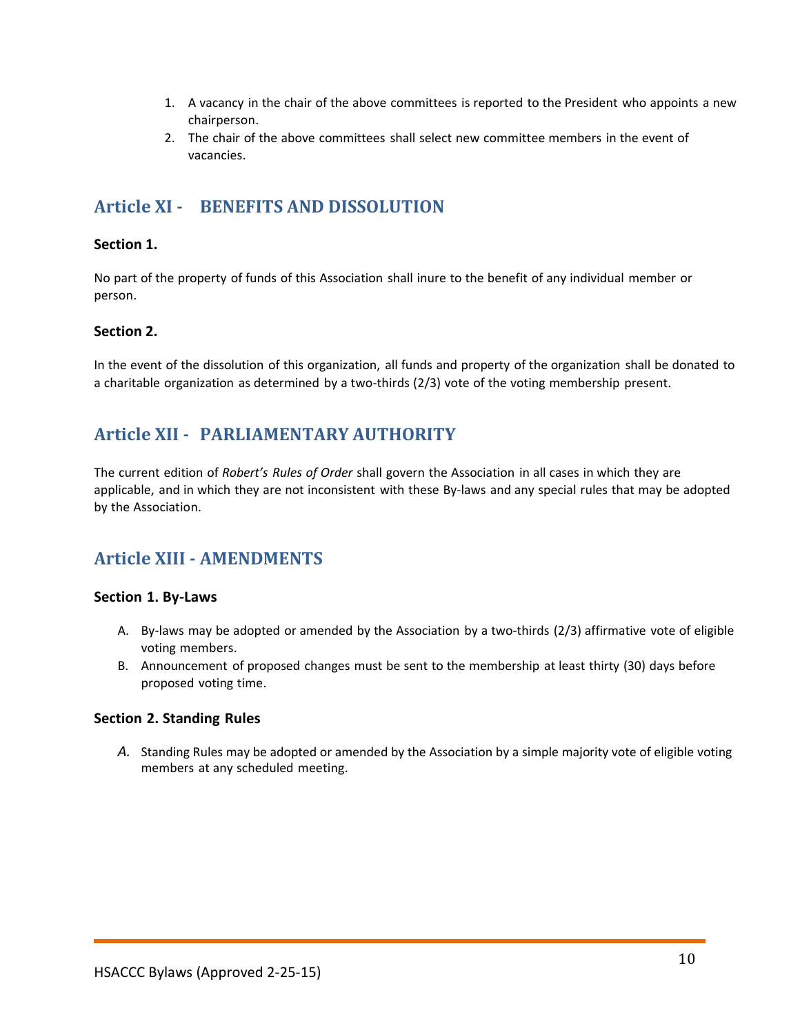1. A vacancy in the chair of the above committees is reported to the President who appoints a new chairperson.
2. The chair of the above committees shall select new committee members in the event of vacancies.

## Article XI - BENEFITS AND DISSOLUTION

### Section 1.

No part of the property of funds of this Association shall inure to the benefit of any individual member or person.

### Section 2.

In the event of the dissolution of this organization, all funds and property of the organization shall be donated to a charitable organization as determined by a two-thirds (2/3) vote of the voting membership present.

## Article XII - PARLIAMENTARY AUTHORITY

The current edition of *Robert's Rules of Order* shall govern the Association in all cases in which they are applicable, and in which they are not inconsistent with these By-laws and any special rules that may be adopted by the Association.

## Article XIII - AMENDMENTS

### Section 1. By-Laws

A. By-laws may be adopted or amended by the Association by a two-thirds (2/3) affirmative vote of eligible voting members.
B. Announcement of proposed changes must be sent to the membership at least thirty (30) days before proposed voting time.

### Section 2. Standing Rules

A. Standing Rules may be adopted or amended by the Association by a simple majority vote of eligible voting members at any scheduled meeting.